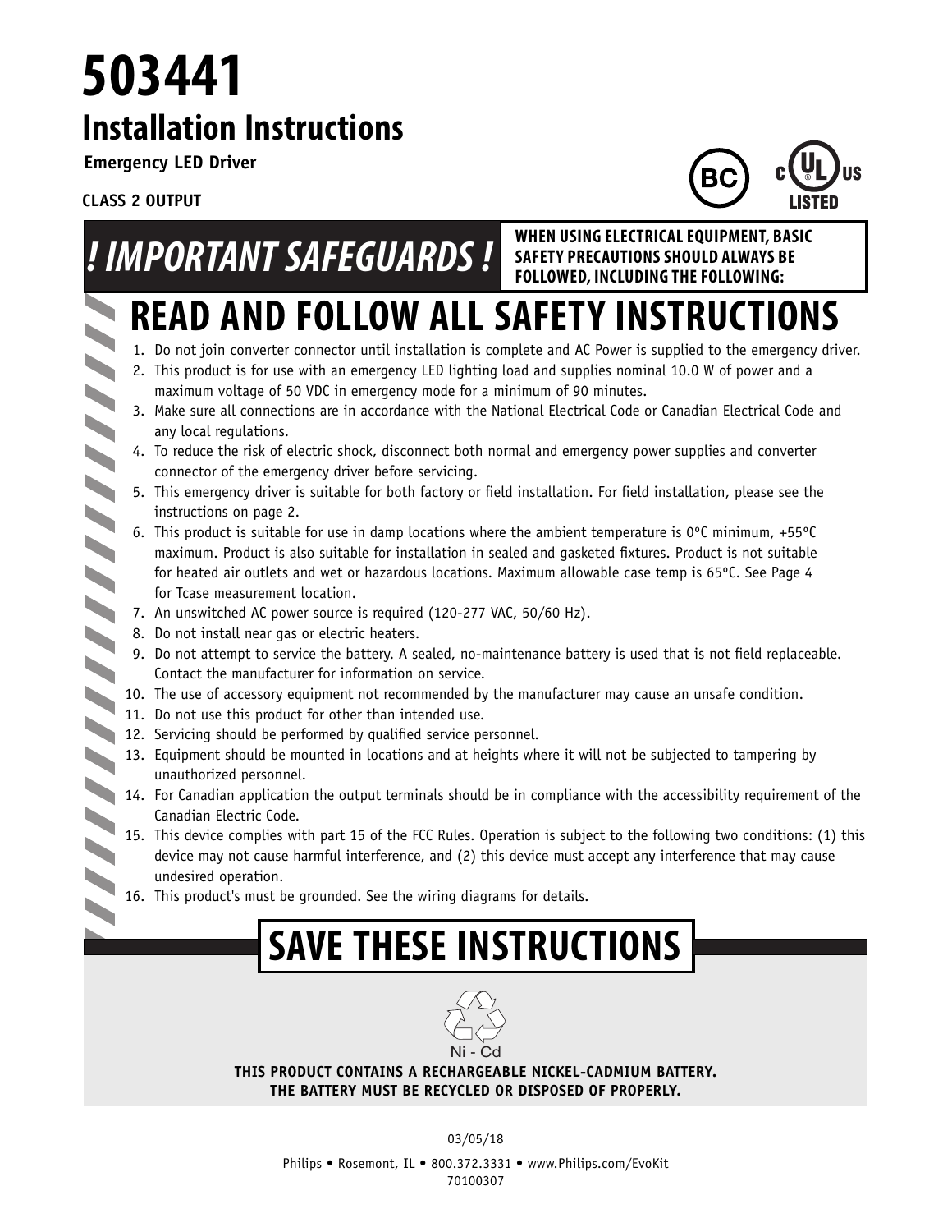# 503441

## Installation Instructions

**Emergency LED Driver**

**CLASS 2 OUTPUT**

## ! IMPORTANT SAFEGUARDS !

**WHEN USING ELECTRICAL EQUIPMENT, BASIC SAFETY PRECAUTIONS SHOULD ALWAYS BE FOLLOWED, INCLUDING THE FOLLOWING:**

# READ AND FOLLOW ALL SAFETY INSTRUCTIONS

1. Do not join converter connector until installation is complete and AC Power is supplied to the emergency driver.
2. This product is for use with an emergency LED lighting load and supplies nominal 10.0 W of power and a maximum voltage of 50 VDC in emergency mode for a minimum of 90 minutes.
3. Make sure all connections are in accordance with the National Electrical Code or Canadian Electrical Code and any local regulations.
4. To reduce the risk of electric shock, disconnect both normal and emergency power supplies and converter connector of the emergency driver before servicing.
5. This emergency driver is suitable for both factory or field installation. For field installation, please see the instructions on page 2.
6. This product is suitable for use in damp locations where the ambient temperature is 0ºC minimum, +55ºC maximum. Product is also suitable for installation in sealed and gasketed fixtures. Product is not suitable for heated air outlets and wet or hazardous locations. Maximum allowable case temp is 65ºC. See Page 4 for Tcase measurement location.
7. An unswitched AC power source is required (120-277 VAC, 50/60 Hz).
8. Do not install near gas or electric heaters.
9. Do not attempt to service the battery. A sealed, no-maintenance battery is used that is not field replaceable. Contact the manufacturer for information on service.
10. The use of accessory equipment not recommended by the manufacturer may cause an unsafe condition.
11. Do not use this product for other than intended use.
12. Servicing should be performed by qualified service personnel.
13. Equipment should be mounted in locations and at heights where it will not be subjected to tampering by unauthorized personnel.
14. For Canadian application the output terminals should be in compliance with the accessibility requirement of the Canadian Electric Code.
15. This device complies with part 15 of the FCC Rules. Operation is subject to the following two conditions: (1) this device may not cause harmful interference, and (2) this device must accept any interference that may cause undesired operation.
16. This product's must be grounded. See the wiring diagrams for details.

# SAVE THESE INSTRUCTIONS

Ni - Cd

**THIS PRODUCT CONTAINS A RECHARGEABLE NICKEL-CADMIUM BATTERY. THE BATTERY MUST BE RECYCLED OR DISPOSED OF PROPERLY.**

03/05/18

Philips • Rosemont, IL • 800.372.3331 • www.Philips.com/EvoKit

70100307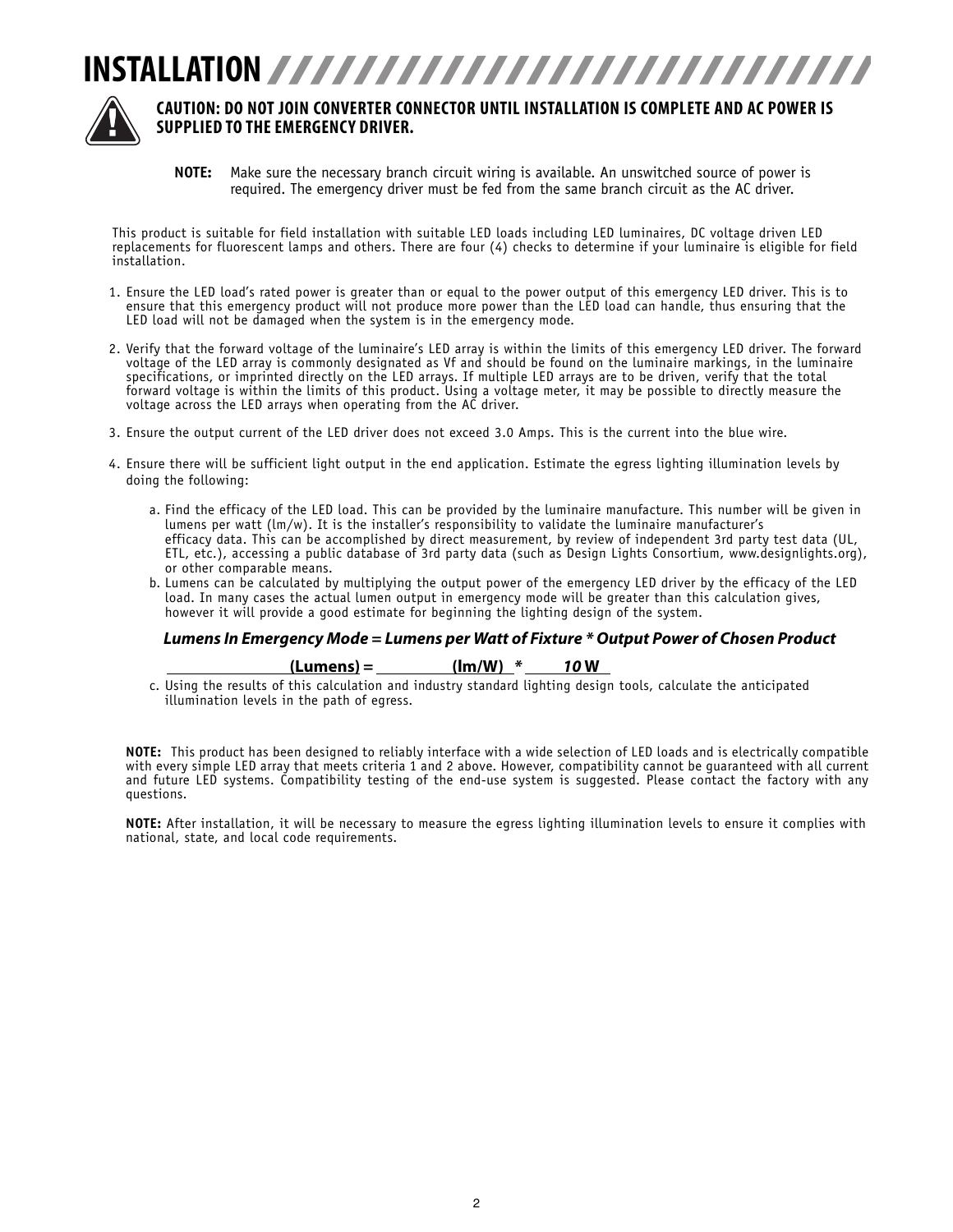# INSTALLATION

**CAUTION: DO NOT JOIN CONVERTER CONNECTOR UNTIL INSTALLATION IS COMPLETE AND AC POWER IS SUPPLIED TO THE EMERGENCY DRIVER.**

**NOTE:** Make sure the necessary branch circuit wiring is available. An unswitched source of power is required. The emergency driver must be fed from the same branch circuit as the AC driver.

This product is suitable for field installation with suitable LED loads including LED luminaires, DC voltage driven LED replacements for fluorescent lamps and others. There are four (4) checks to determine if your luminaire is eligible for field installation.

1. Ensure the LED load's rated power is greater than or equal to the power output of this emergency LED driver. This is to ensure that this emergency product will not produce more power than the LED load can handle, thus ensuring that the LED load will not be damaged when the system is in the emergency mode.
2. Verify that the forward voltage of the luminaire's LED array is within the limits of this emergency LED driver. The forward voltage of the LED array is commonly designated as Vf and should be found on the luminaire markings, in the luminaire specifications, or imprinted directly on the LED arrays. If multiple LED arrays are to be driven, verify that the total forward voltage is within the limits of this product. Using a voltage meter, it may be possible to directly measure the voltage across the LED arrays when operating from the AC driver.
3. Ensure the output current of the LED driver does not exceed 3.0 Amps. This is the current into the blue wire.
4. Ensure there will be sufficient light output in the end application. Estimate the egress lighting illumination levels by doing the following:
   a. Find the efficacy of the LED load. This can be provided by the luminaire manufacture. This number will be given in lumens per watt (lm/w). It is the installer's responsibility to validate the luminaire manufacturer's efficacy data. This can be accomplished by direct measurement, by review of independent 3rd party test data (UL, ETL, etc.), accessing a public database of 3rd party data (such as Design Lights Consortium, www.designlights.org), or other comparable means.
   b. Lumens can be calculated by multiplying the output power of the emergency LED driver by the efficacy of the LED load. In many cases the actual lumen output in emergency mode will be greater than this calculation gives, however it will provide a good estimate for beginning the lighting design of the system.

   ***Lumens In Emergency Mode = Lumens per Watt of Fixture * Output Power of Chosen Product***

   **\_\_\_\_\_\_\_\_\_\_\_\_\_\_\_\_ (Lumens) = \_\_\_\_\_\_\_\_\_\_ (lm/W) * *10* W**

   c. Using the results of this calculation and industry standard lighting design tools, calculate the anticipated illumination levels in the path of egress.

**NOTE:** This product has been designed to reliably interface with a wide selection of LED loads and is electrically compatible with every simple LED array that meets criteria 1 and 2 above. However, compatibility cannot be guaranteed with all current and future LED systems. Compatibility testing of the end-use system is suggested. Please contact the factory with any questions.

**NOTE:** After installation, it will be necessary to measure the egress lighting illumination levels to ensure it complies with national, state, and local code requirements.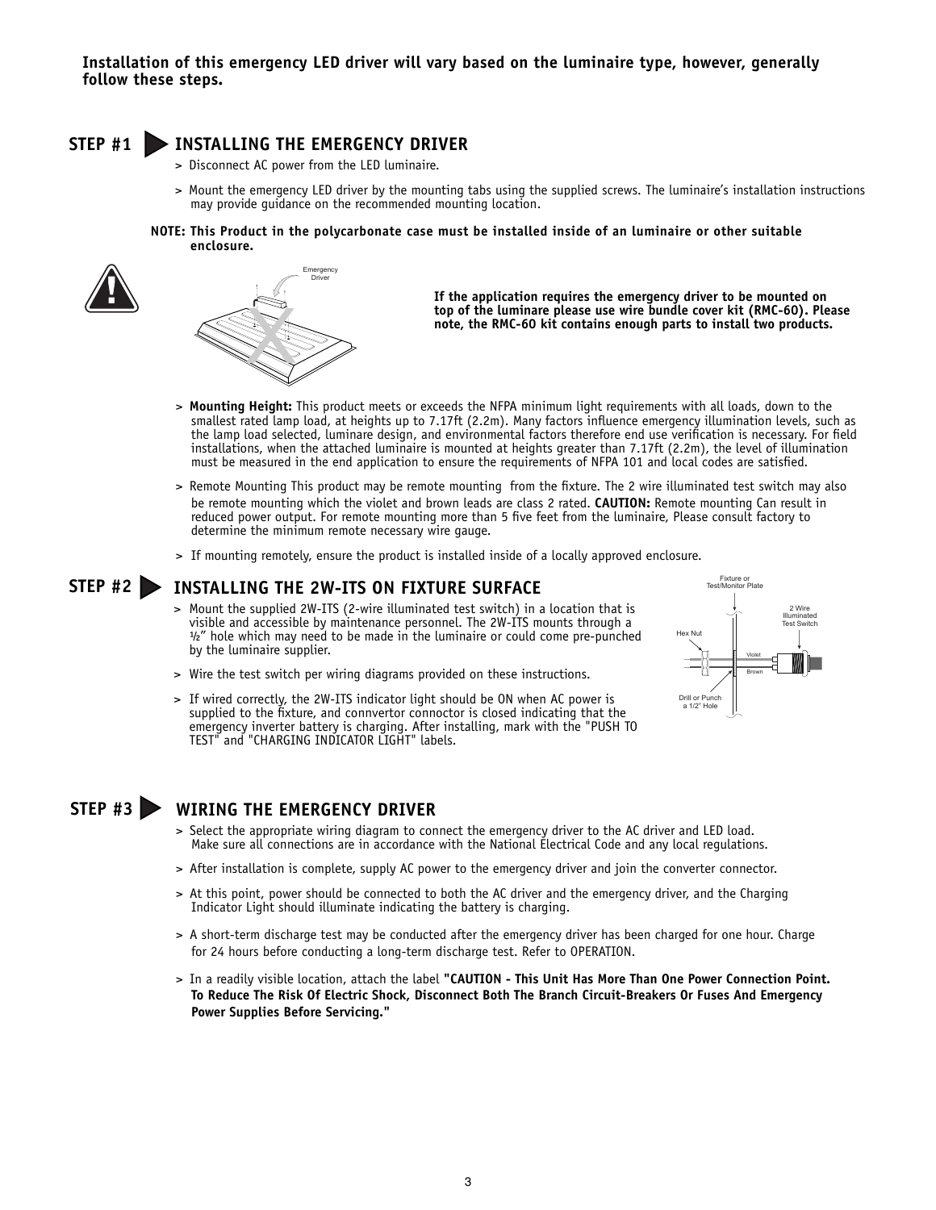**Installation of this emergency LED driver will vary based on the luminaire type, however, generally follow these steps.**

## STEP #1 INSTALLING THE EMERGENCY DRIVER

> Disconnect AC power from the LED luminaire.

> Mount the emergency LED driver by the mounting tabs using the supplied screws. The luminaire's installation instructions may provide guidance on the recommended mounting location.

**NOTE: This Product in the polycarbonate case must be installed inside of an luminaire or other suitable enclosure.**

**If the application requires the emergency driver to be mounted on top of the luminare please use wire bundle cover kit (RMC-60). Please note, the RMC-60 kit contains enough parts to install two products.**

> **Mounting Height:** This product meets or exceeds the NFPA minimum light requirements with all loads, down to the smallest rated lamp load, at heights up to 7.17ft (2.2m). Many factors influence emergency illumination levels, such as the lamp load selected, luminare design, and environmental factors therefore end use verification is necessary. For field installations, when the attached luminaire is mounted at heights greater than 7.17ft (2.2m), the level of illumination must be measured in the end application to ensure the requirements of NFPA 101 and local codes are satisfied.

> Remote Mounting This product may be remote mounting from the fixture. The 2 wire illuminated test switch may also be remote mounting which the violet and brown leads are class 2 rated. **CAUTION:** Remote mounting Can result in reduced power output. For remote mounting more than 5 five feet from the luminaire, Please consult factory to determine the minimum remote necessary wire gauge.

> If mounting remotely, ensure the product is installed inside of a locally approved enclosure.

## STEP #2 INSTALLING THE 2W-ITS ON FIXTURE SURFACE

> Mount the supplied 2W-ITS (2-wire illuminated test switch) in a location that is visible and accessible by maintenance personnel. The 2W-ITS mounts through a ½" hole which may need to be made in the luminaire or could come pre-punched by the luminaire supplier.

> Wire the test switch per wiring diagrams provided on these instructions.

> If wired correctly, the 2W-ITS indicator light should be ON when AC power is supplied to the fixture, and connvertor connoctor is closed indicating that the emergency inverter battery is charging. After installing, mark with the "PUSH TO TEST" and "CHARGING INDICATOR LIGHT" labels.

## STEP #3 WIRING THE EMERGENCY DRIVER

> Select the appropriate wiring diagram to connect the emergency driver to the AC driver and LED load. Make sure all connections are in accordance with the National Electrical Code and any local regulations.

> After installation is complete, supply AC power to the emergency driver and join the converter connector.

> At this point, power should be connected to both the AC driver and the emergency driver, and the Charging Indicator Light should illuminate indicating the battery is charging.

> A short-term discharge test may be conducted after the emergency driver has been charged for one hour. Charge for 24 hours before conducting a long-term discharge test. Refer to OPERATION.

> In a readily visible location, attach the label **"CAUTION - This Unit Has More Than One Power Connection Point. To Reduce The Risk Of Electric Shock, Disconnect Both The Branch Circuit-Breakers Or Fuses And Emergency Power Supplies Before Servicing."**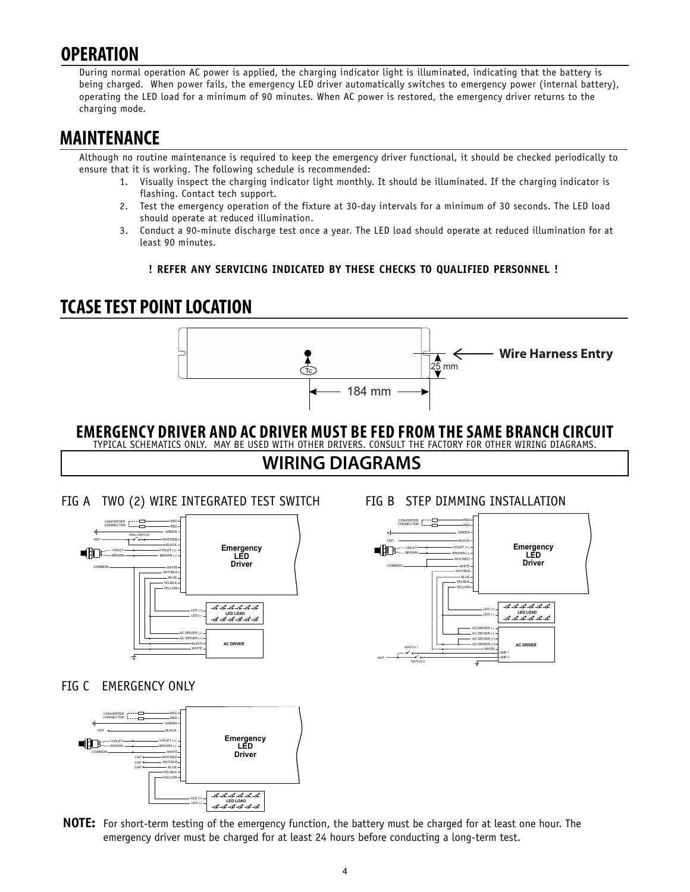# OPERATION

During normal operation AC power is applied, the charging indicator light is illuminated, indicating that the battery is being charged. When power fails, the emergency LED driver automatically switches to emergency power (internal battery), operating the LED load for a minimum of 90 minutes. When AC power is restored, the emergency driver returns to the charging mode.

# MAINTENANCE

Although no routine maintenance is required to keep the emergency driver functional, it should be checked periodically to ensure that it is working. The following schedule is recommended:

1. Visually inspect the charging indicator light monthly. It should be illuminated. If the charging indicator is flashing. Contact tech support.
2. Test the emergency operation of the fixture at 30-day intervals for a minimum of 30 seconds. The LED load should operate at reduced illumination.
3. Conduct a 90-minute discharge test once a year. The LED load should operate at reduced illumination for at least 90 minutes.

**! REFER ANY SERVICING INDICATED BY THESE CHECKS TO QUALIFIED PERSONNEL !**

# TCASE TEST POINT LOCATION

Tc

25 mm

Wire Harness Entry

184 mm

## EMERGENCY DRIVER AND AC DRIVER MUST BE FED FROM THE SAME BRANCH CIRCUIT

TYPICAL SCHEMATICS ONLY. MAY BE USED WITH OTHER DRIVERS. CONSULT THE FACTORY FOR OTHER WIRING DIAGRAMS.

# WIRING DIAGRAMS

### FIG A TWO (2) WIRE INTEGRATED TEST SWITCH

CONVERTER CONNECTOR
RED
RED
GREEN
HOT
WALL SWITCH
WHT/RED
BLACK
VIOLET
VIOLET (+)
BROWN
BROWN (-)
COMMON
WHITE
WHT/BLK
BLUE
YEL/BLK
YELLOW
Emergency LED Driver
LED (+)
LED (-)
LED LOAD
AC DRIVER (-)
AC DRIVER (+)
BLACK
WHITE
AC DRIVER

### FIG B STEP DIMMING INSTALLATION

CONVERTER CONNECTOR
RED
RED
GREEN
HOT
BLACK
VIOLET
VIOLET (+)
BROWN
BROWN (-)
WHT/RED
COMMON
WHITE
WHT/BLK
BLUE
YEL/BLK
YELLOW
Emergency LED Driver
LED (+)
LED (-)
LED LOAD
AC DRIVER (-)
AC DRIVER (+)
AC DRIVER (-)
AC DRIVER (+)
WHITE
AC DRIVER
SWITCH 1
HOT
SWITCH 2
LINE 1
LINE 2

### FIG C EMERGENCY ONLY

CONVERTER CONNECTOR
RED
RED
GREEN
HOT
BLACK
VIOLET
VIOLET (+)
BROWN
BROWN (-)
COMMON
WHITE
CAP
WHT/RED
CAP
WHT/BLK
CAP
BLUE
YEL/BLK
YELLOW
Emergency LED Driver
LED (+)
LED (-)
LED LOAD

**NOTE:** For short-term testing of the emergency function, the battery must be charged for at least one hour. The emergency driver must be charged for at least 24 hours before conducting a long-term test.